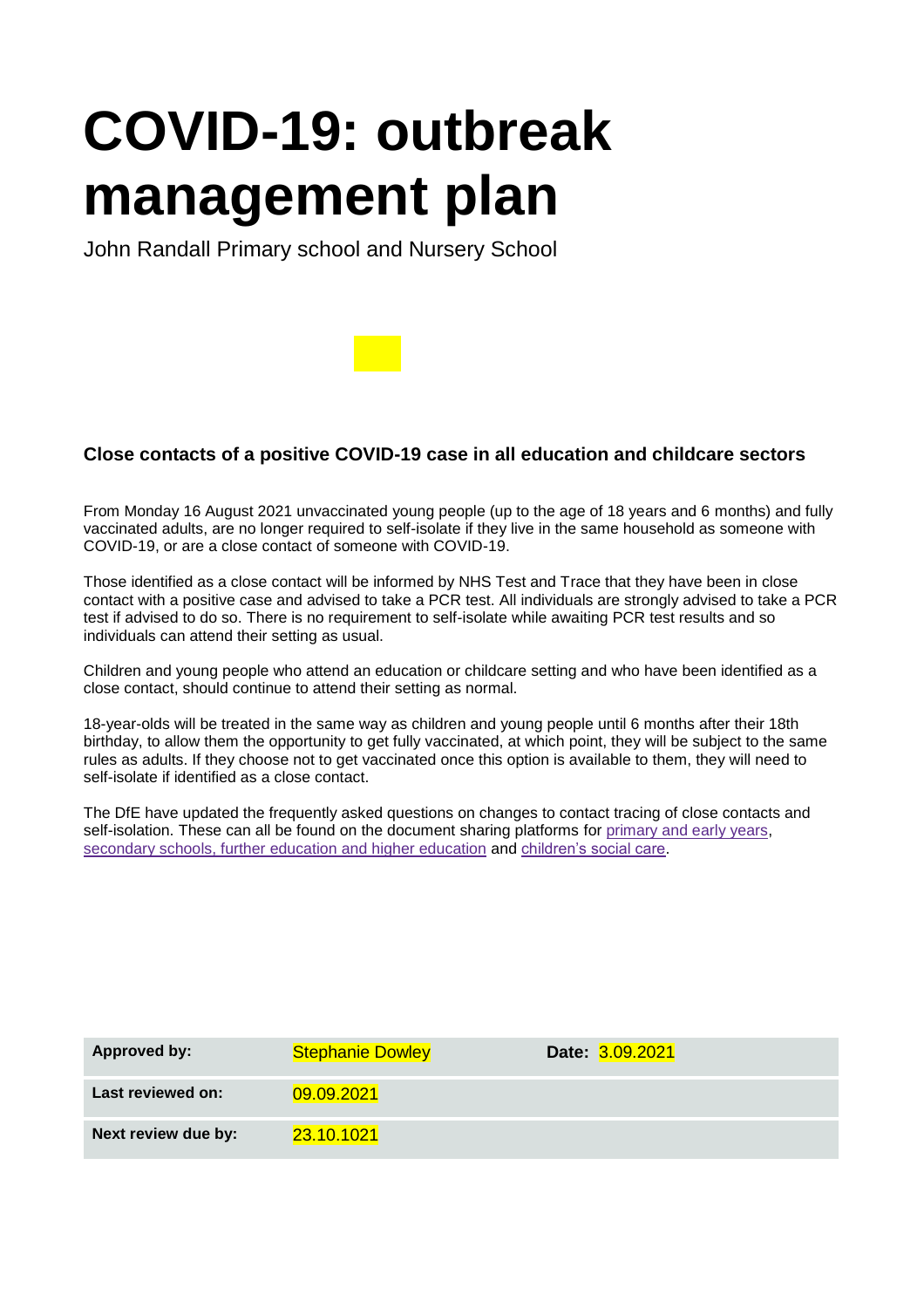# COVID-19: outbreak management plan

John Randall Primary school and Nursery School

### Close contacts of a positive COVID-19 case in all education and childcare sectors

From Monday 16 August 2021 unvaccinated young people (up to the age of 18 years and 6 months) and fully vaccinated adults, are no longer required to self-isolate if they live in the same household as someone with COVID-19, or are a close contact of someone with COVID-19.

Those identified as a close contact will be informed by NHS Test and Trace that they have been in close contact with a positive case and advised to take a PCR test. All individuals are strongly advised to take a PCR test if advised to do so. There is no requirement to self-isolate while awaiting PCR test results and so individuals can attend their setting as usual.

Children and young people who attend an education or childcare setting and who have been identified as a close contact, should continue to attend their setting as normal.

18-year-olds will be treated in the same way as children and young people until 6 months after their 18th birthday, to allow them the opportunity to get fully vaccinated, at which point, they will be subject to the same rules as adults. If they choose not to get vaccinated once this option is available to them, they will need to self-isolate if identified as a close contact.

The DfE have updated the frequently asked questions on changes to contact tracing of close contacts and self-isolation. These can all be found on the document sharing platforms for primary and early years, secondary schools, further education and higher education and children's social care.

| **Approved by:** | Stephanie Dowley | **Date:** 3.09.2021 |
| --- | --- | --- |
| **Last reviewed on:** | 09.09.2021 | |
| **Next review due by:** | 23.10.1021 | |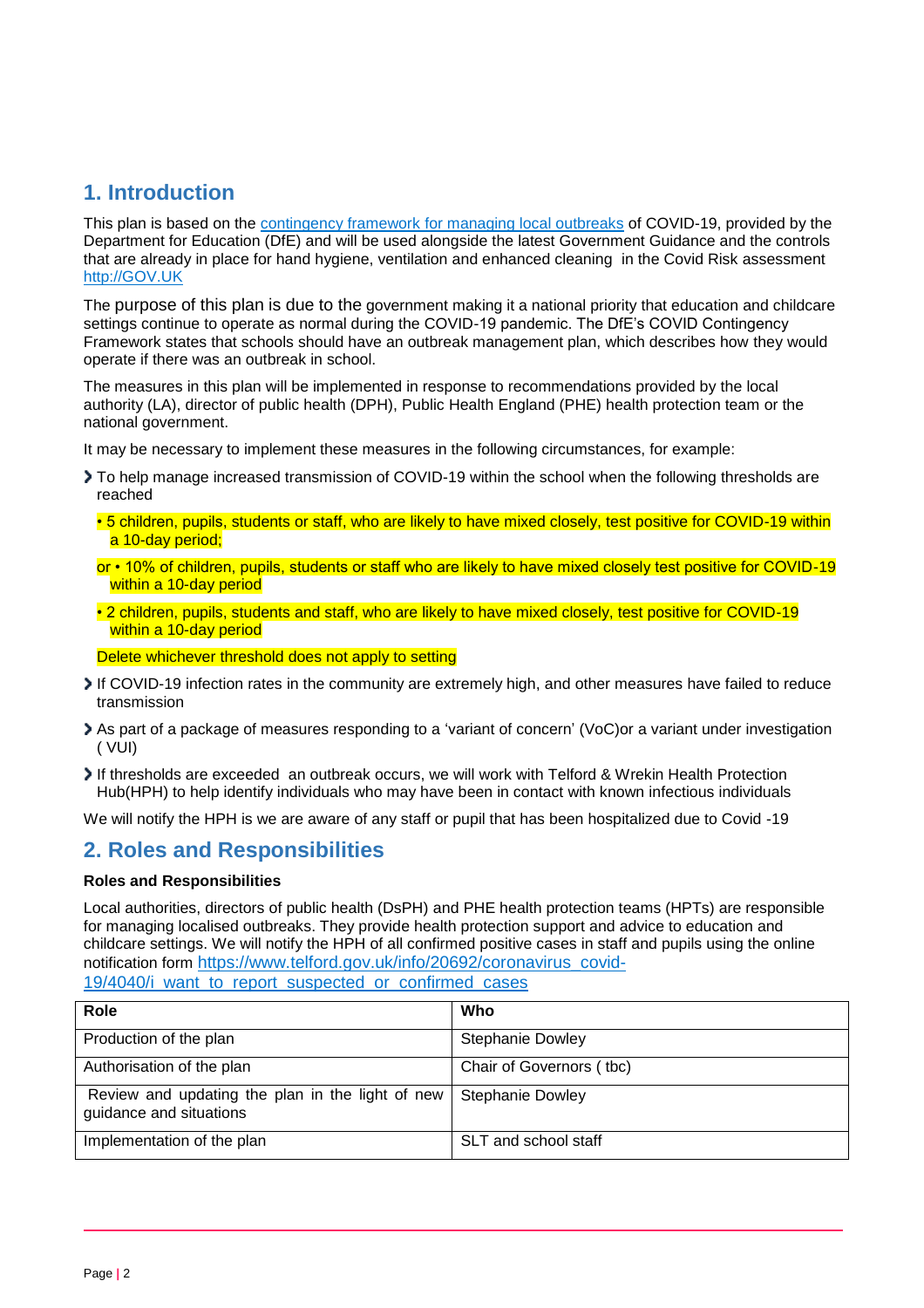## 1. Introduction

This plan is based on the [contingency framework for managing local outbreaks](#) of COVID-19, provided by the Department for Education (DfE) and will be used alongside the latest Government Guidance and the controls that are already in place for hand hygiene, ventilation and enhanced cleaning in the Covid Risk assessment [http://GOV.UK](http://GOV.UK)

The purpose of this plan is due to the government making it a national priority that education and childcare settings continue to operate as normal during the COVID-19 pandemic. The DfE's COVID Contingency Framework states that schools should have an outbreak management plan, which describes how they would operate if there was an outbreak in school.

The measures in this plan will be implemented in response to recommendations provided by the local authority (LA), director of public health (DPH), Public Health England (PHE) health protection team or the national government.

It may be necessary to implement these measures in the following circumstances, for example:

- To help manage increased transmission of COVID-19 within the school when the following thresholds are reached
  - • 5 children, pupils, students or staff, who are likely to have mixed closely, test positive for COVID-19 within a 10-day period;
  - or • 10% of children, pupils, students or staff who are likely to have mixed closely test positive for COVID-19 within a 10-day period
  - • 2 children, pupils, students and staff, who are likely to have mixed closely, test positive for COVID-19 within a 10-day period

  Delete whichever threshold does not apply to setting
- If COVID-19 infection rates in the community are extremely high, and other measures have failed to reduce transmission
- As part of a package of measures responding to a 'variant of concern' (VoC)or a variant under investigation ( VUI)
- If thresholds are exceeded an outbreak occurs, we will work with Telford & Wrekin Health Protection Hub(HPH) to help identify individuals who may have been in contact with known infectious individuals

We will notify the HPH is we are aware of any staff or pupil that has been hospitalized due to Covid -19

## 2. Roles and Responsibilities

**Roles and Responsibilities**

Local authorities, directors of public health (DsPH) and PHE health protection teams (HPTs) are responsible for managing localised outbreaks. They provide health protection support and advice to education and childcare settings. We will notify the HPH of all confirmed positive cases in staff and pupils using the online notification form [https://www.telford.gov.uk/info/20692/coronavirus_covid-19/4040/i_want_to_report_suspected_or_confirmed_cases](https://www.telford.gov.uk/info/20692/coronavirus_covid-19/4040/i_want_to_report_suspected_or_confirmed_cases)

| Role | Who |
| --- | --- |
| Production of the plan | Stephanie Dowley |
| Authorisation of the plan | Chair of Governors ( tbc) |
| Review and updating the plan in the light of new guidance and situations | Stephanie Dowley |
| Implementation of the plan | SLT and school staff |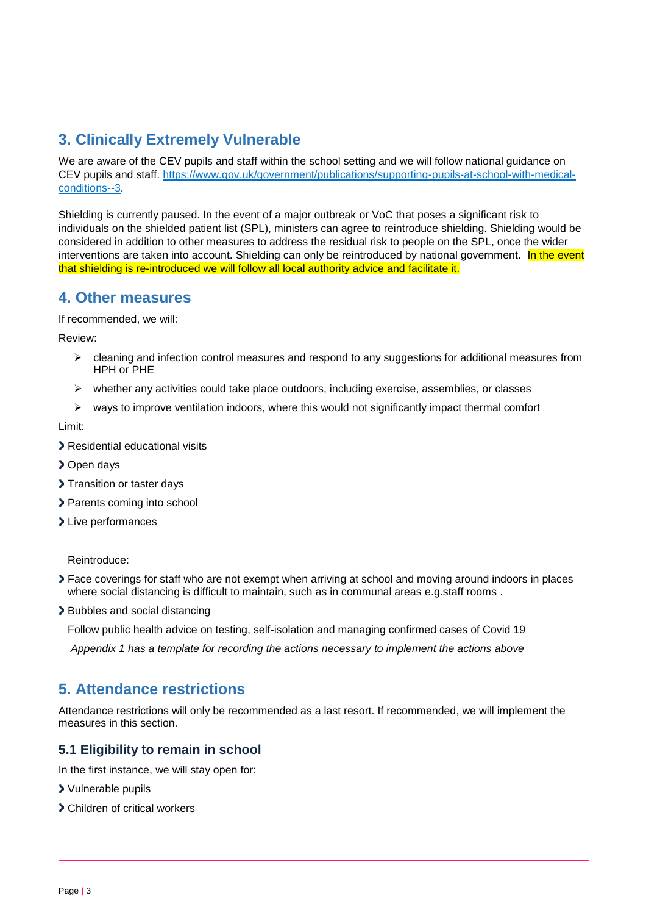## 3. Clinically Extremely Vulnerable

We are aware of the CEV pupils and staff within the school setting and we will follow national guidance on CEV pupils and staff. [https://www.gov.uk/government/publications/supporting-pupils-at-school-with-medical-conditions--3](https://www.gov.uk/government/publications/supporting-pupils-at-school-with-medical-conditions--3).

Shielding is currently paused. In the event of a major outbreak or VoC that poses a significant risk to individuals on the shielded patient list (SPL), ministers can agree to reintroduce shielding. Shielding would be considered in addition to other measures to address the residual risk to people on the SPL, once the wider interventions are taken into account. Shielding can only be reintroduced by national government. In the event that shielding is re-introduced we will follow all local authority advice and facilitate it.

## 4. Other measures

If recommended, we will:

Review:

- cleaning and infection control measures and respond to any suggestions for additional measures from HPH or PHE
- whether any activities could take place outdoors, including exercise, assemblies, or classes
- ways to improve ventilation indoors, where this would not significantly impact thermal comfort

Limit:

- Residential educational visits
- Open days
- Transition or taster days
- Parents coming into school
- Live performances

Reintroduce:

- Face coverings for staff who are not exempt when arriving at school and moving around indoors in places where social distancing is difficult to maintain, such as in communal areas e.g.staff rooms .
- Bubbles and social distancing

Follow public health advice on testing, self-isolation and managing confirmed cases of Covid 19

*Appendix 1 has a template for recording the actions necessary to implement the actions above*

## 5. Attendance restrictions

Attendance restrictions will only be recommended as a last resort. If recommended, we will implement the measures in this section.

### 5.1 Eligibility to remain in school

In the first instance, we will stay open for:

- Vulnerable pupils
- Children of critical workers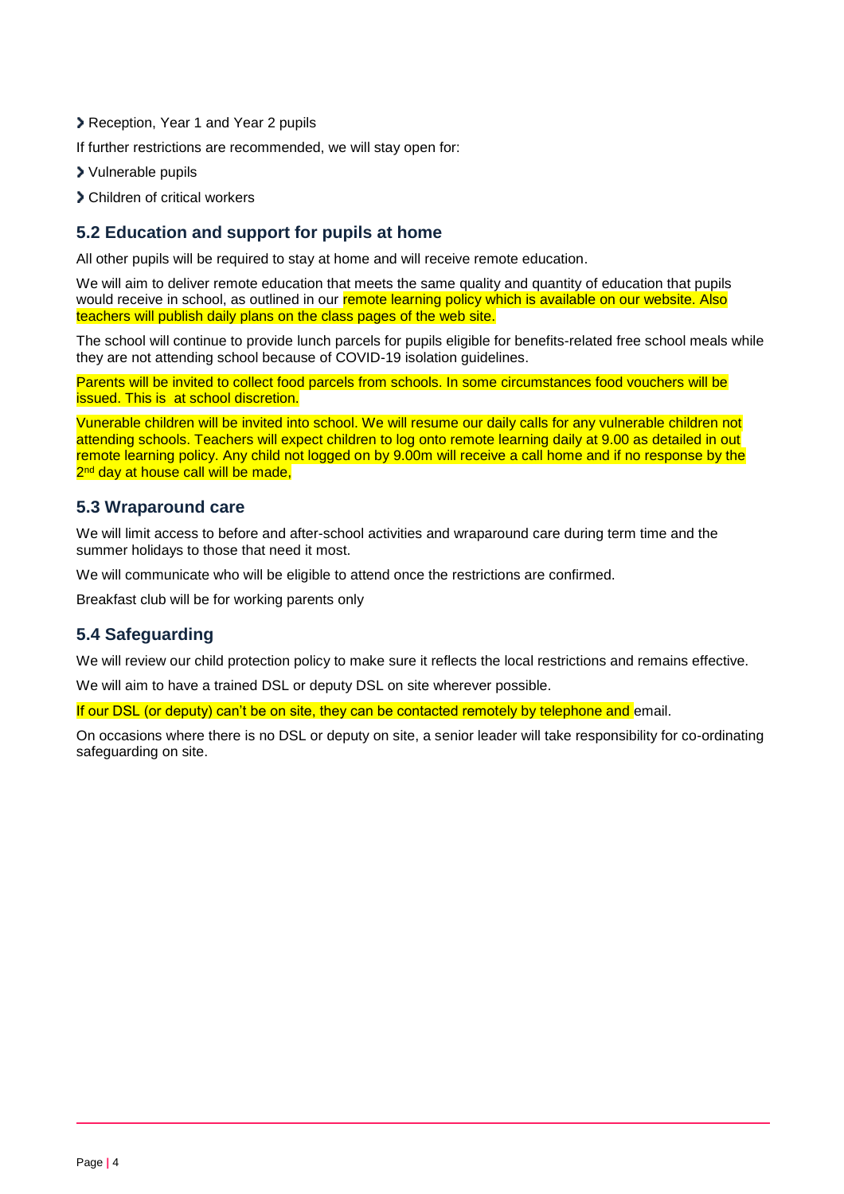- Reception, Year 1 and Year 2 pupils

If further restrictions are recommended, we will stay open for:

- Vulnerable pupils
- Children of critical workers

## 5.2 Education and support for pupils at home

All other pupils will be required to stay at home and will receive remote education.

We will aim to deliver remote education that meets the same quality and quantity of education that pupils would receive in school, as outlined in our remote learning policy which is available on our website. Also teachers will publish daily plans on the class pages of the web site.

The school will continue to provide lunch parcels for pupils eligible for benefits-related free school meals while they are not attending school because of COVID-19 isolation guidelines.

Parents will be invited to collect food parcels from schools. In some circumstances food vouchers will be issued. This is at school discretion.

Vunerable children will be invited into school. We will resume our daily calls for any vulnerable children not attending schools. Teachers will expect children to log onto remote learning daily at 9.00 as detailed in out remote learning policy. Any child not logged on by 9.00m will receive a call home and if no response by the 2nd day at house call will be made,

## 5.3 Wraparound care

We will limit access to before and after-school activities and wraparound care during term time and the summer holidays to those that need it most.

We will communicate who will be eligible to attend once the restrictions are confirmed.

Breakfast club will be for working parents only

## 5.4 Safeguarding

We will review our child protection policy to make sure it reflects the local restrictions and remains effective.

We will aim to have a trained DSL or deputy DSL on site wherever possible.

If our DSL (or deputy) can't be on site, they can be contacted remotely by telephone and email.

On occasions where there is no DSL or deputy on site, a senior leader will take responsibility for co-ordinating safeguarding on site.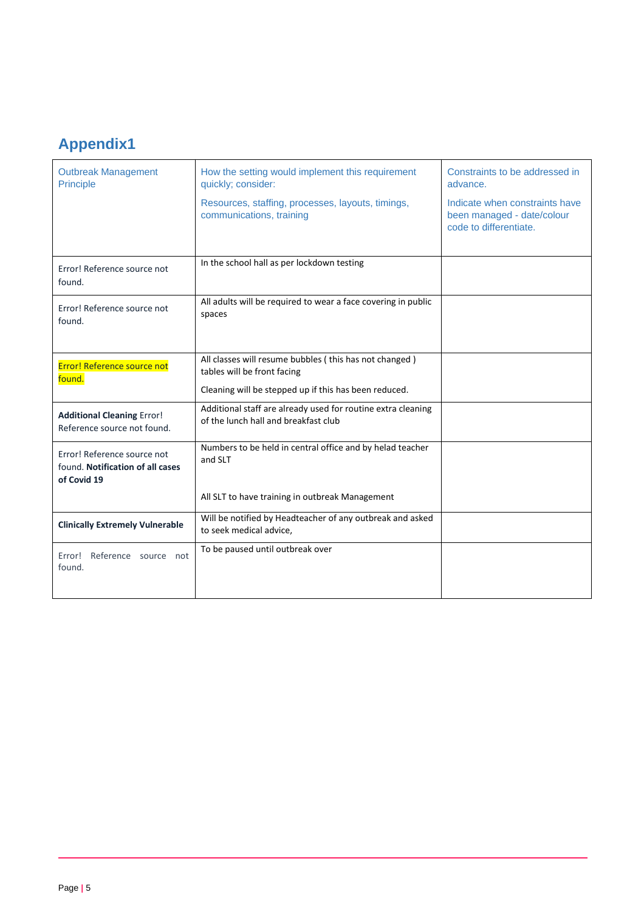## Appendix1

| Outbreak Management Principle | How the setting would implement this requirement quickly; consider: Resources, staffing, processes, layouts, timings, communications, training | Constraints to be addressed in advance. Indicate when constraints have been managed - date/colour code to differentiate. |
|---|---|---|
| Error! Reference source not found. | In the school hall as per lockdown testing | |
| Error! Reference source not found. | All adults will be required to wear a face covering in public spaces | |
| Error! Reference source not found. | All classes will resume bubbles ( this has not changed ) tables will be front facing<br>Cleaning will be stepped up if this has been reduced. | |
| **Additional Cleaning** Error! Reference source not found. | Additional staff are already used for routine extra cleaning of the lunch hall and breakfast club | |
| Error! Reference source not found. **Notification of all cases of Covid 19** | Numbers to be held in central office and by helad teacher and SLT<br>All SLT to have training in outbreak Management | |
| **Clinically Extremely Vulnerable** | Will be notified by Headteacher of any outbreak and asked to seek medical advice, | |
| Error! Reference source not found. | To be paused until outbreak over | |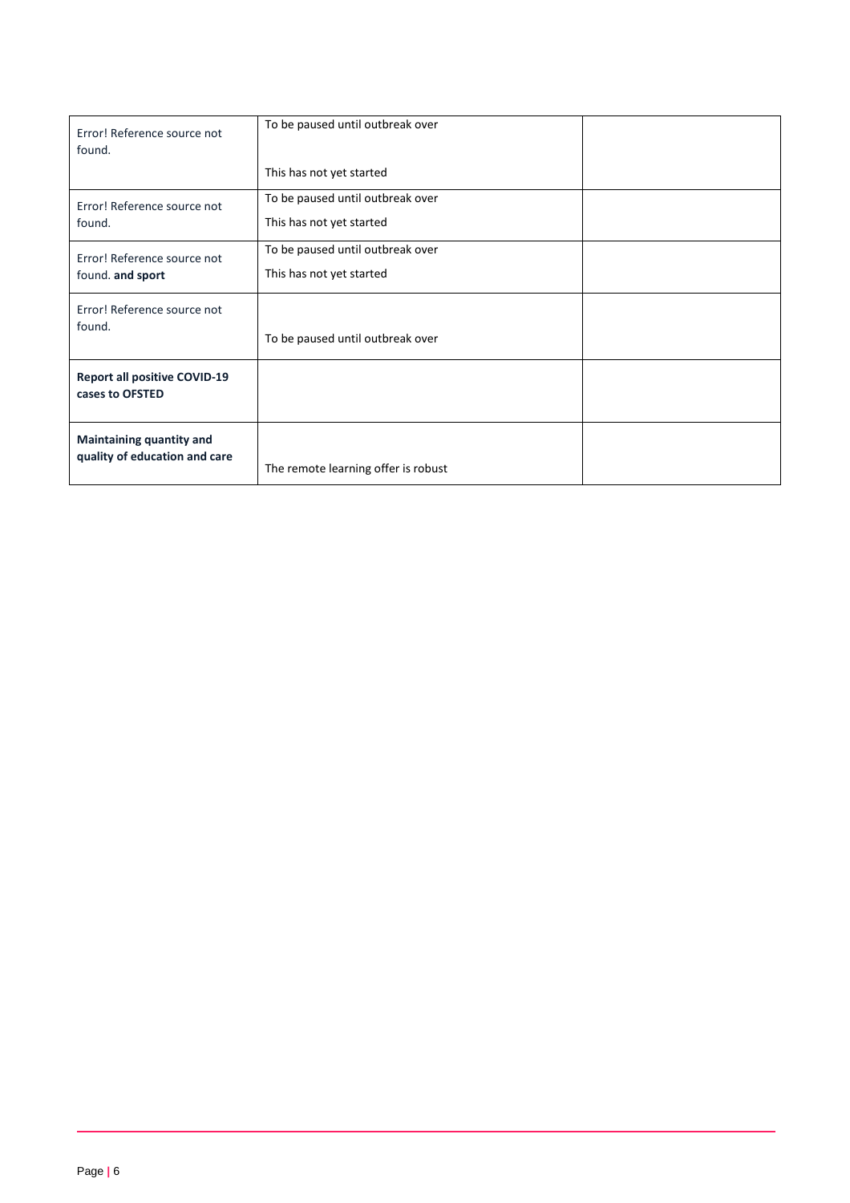| | | |
|---|---|---|
| Error! Reference source not found. | To be paused until outbreak over<br><br>This has not yet started | |
| Error! Reference source not found. | To be paused until outbreak over<br>This has not yet started | |
| Error! Reference source not found. **and sport** | To be paused until outbreak over<br>This has not yet started | |
| Error! Reference source not found. | To be paused until outbreak over | |
| **Report all positive COVID-19 cases to OFSTED** | | |
| **Maintaining quantity and quality of education and care** | The remote learning offer is robust | |